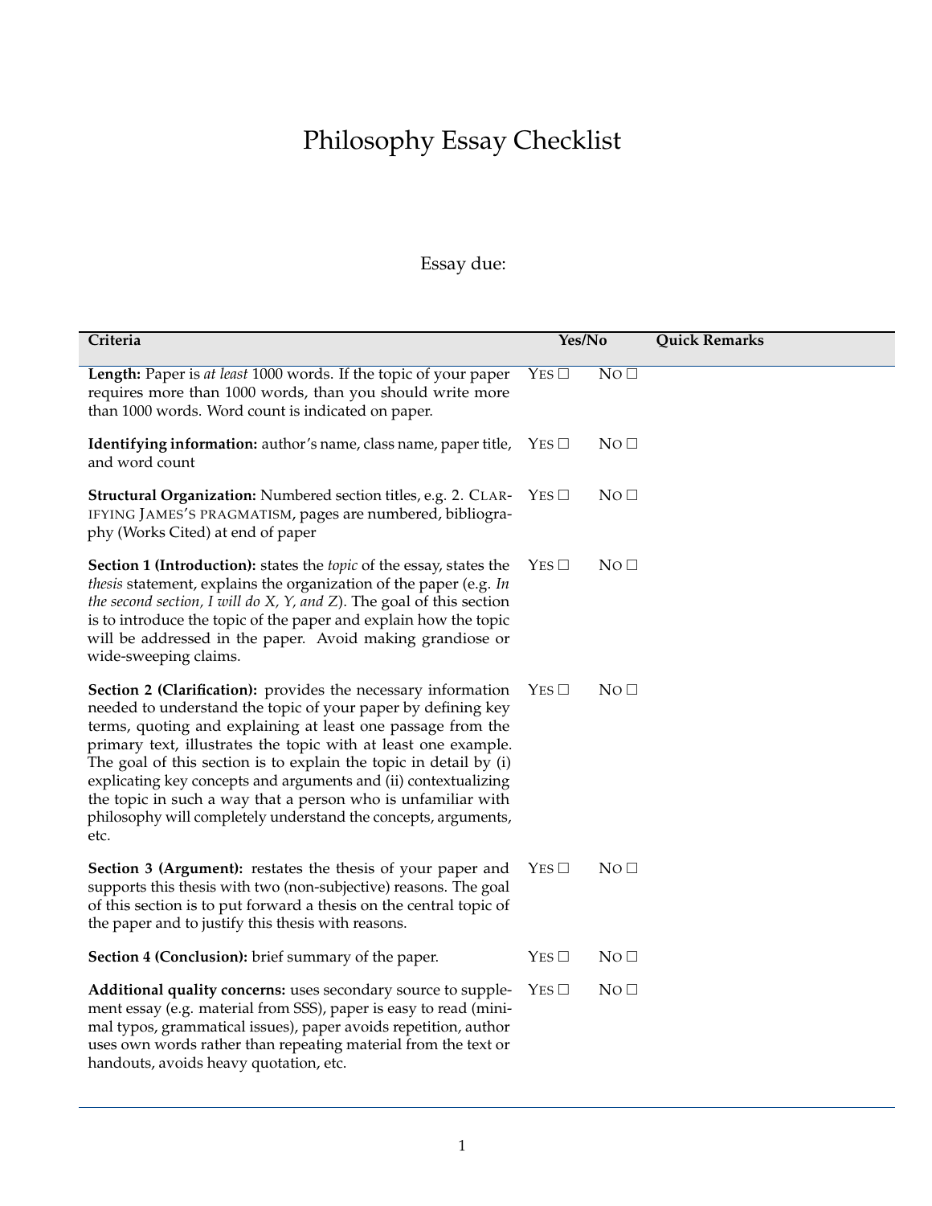# Philosophy Essay Checklist

Essay due:

| Criteria | Yes/No | | Quick Remarks |
|---|---|---|---|
| **Length:** Paper is *at least* 1000 words. If the topic of your paper requires more than 1000 words, than you should write more than 1000 words. Word count is indicated on paper. | YES ☐ | NO ☐ | |
| **Identifying information:** author's name, class name, paper title, and word count | YES ☐ | NO ☐ | |
| **Structural Organization:** Numbered section titles, e.g. 2. CLARIFYING JAMES'S PRAGMATISM, pages are numbered, bibliography (Works Cited) at end of paper | YES ☐ | NO ☐ | |
| **Section 1 (Introduction):** states the *topic* of the essay, states the *thesis* statement, explains the organization of the paper (e.g. *In the second section, I will do X, Y, and Z*). The goal of this section is to introduce the topic of the paper and explain how the topic will be addressed in the paper. Avoid making grandiose or wide-sweeping claims. | YES ☐ | NO ☐ | |
| **Section 2 (Clarification):** provides the necessary information needed to understand the topic of your paper by defining key terms, quoting and explaining at least one passage from the primary text, illustrates the topic with at least one example. The goal of this section is to explain the topic in detail by (i) explicating key concepts and arguments and (ii) contextualizing the topic in such a way that a person who is unfamiliar with philosophy will completely understand the concepts, arguments, etc. | YES ☐ | NO ☐ | |
| **Section 3 (Argument):** restates the thesis of your paper and supports this thesis with two (non-subjective) reasons. The goal of this section is to put forward a thesis on the central topic of the paper and to justify this thesis with reasons. | YES ☐ | NO ☐ | |
| **Section 4 (Conclusion):** brief summary of the paper. | YES ☐ | NO ☐ | |
| **Additional quality concerns:** uses secondary source to supplement essay (e.g. material from SSS), paper is easy to read (minimal typos, grammatical issues), paper avoids repetition, author uses own words rather than repeating material from the text or handouts, avoids heavy quotation, etc. | YES ☐ | NO ☐ | |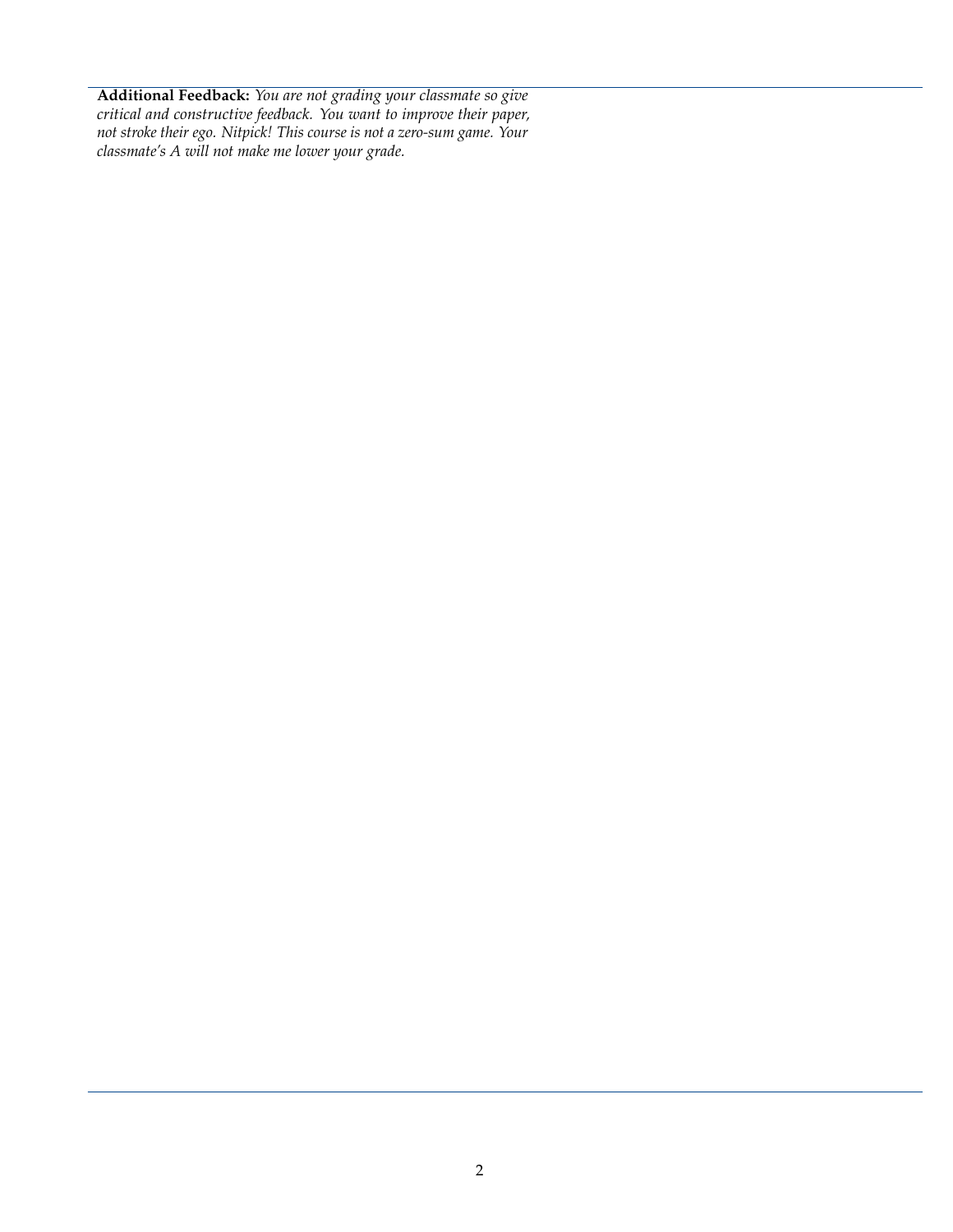**Additional Feedback:** *You are not grading your classmate so give critical and constructive feedback. You want to improve their paper, not stroke their ego. Nitpick! This course is not a zero-sum game. Your classmate's A will not make me lower your grade.*